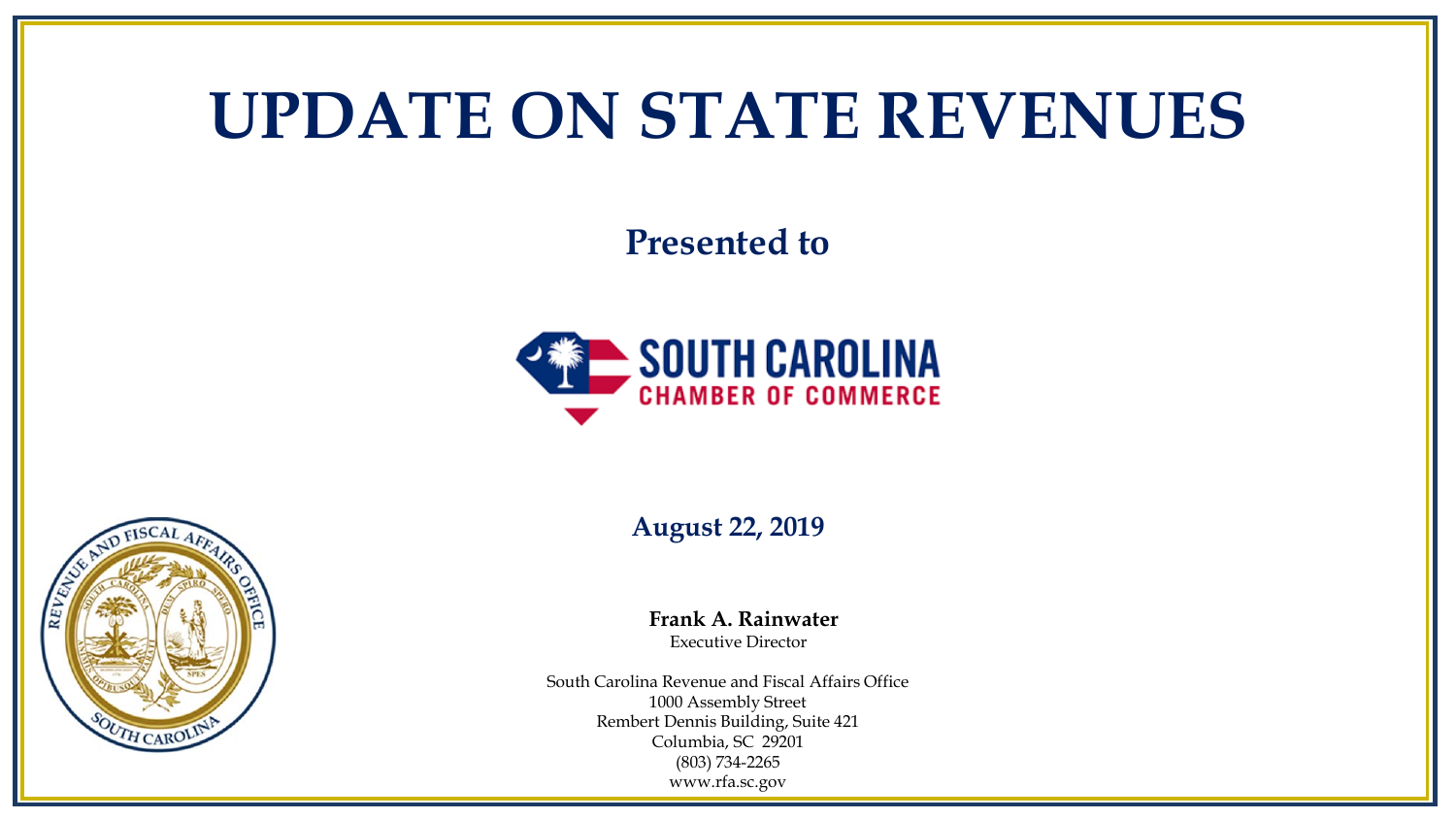# UPDATE ON STATE REVENUES

**Presented to**

SOUTH CAROLINA
CHAMBER OF COMMERCE

**August 22, 2019**

**Frank A. Rainwater**
Executive Director

South Carolina Revenue and Fiscal Affairs Office
1000 Assembly Street
Rembert Dennis Building, Suite 421
Columbia, SC 29201
(803) 734-2265
www.rfa.sc.gov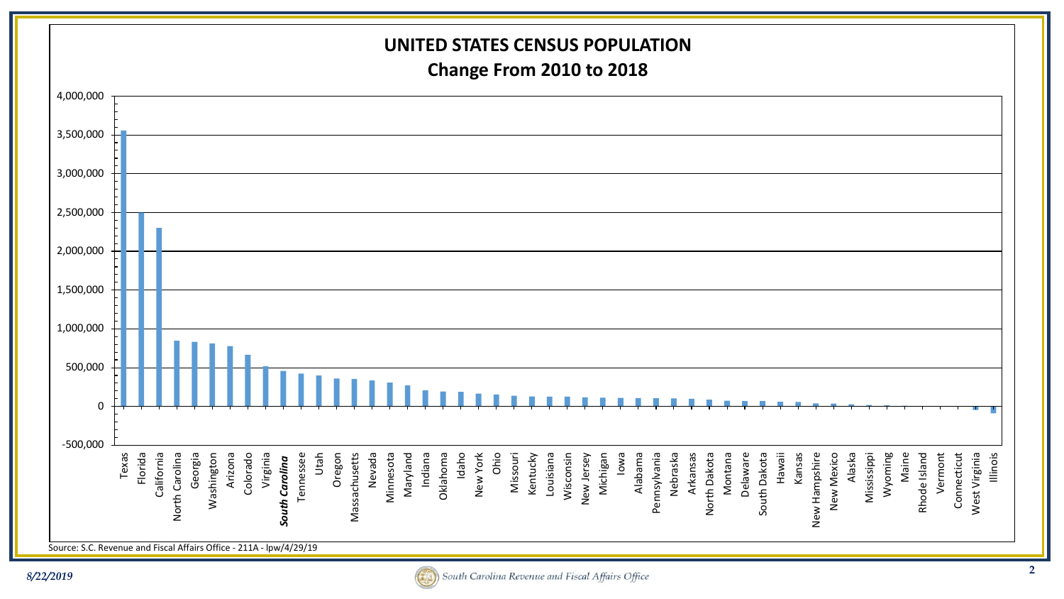# UNITED STATES CENSUS POPULATION

## Change From 2010 to 2018

Y-axis: -500,000 | 0 | 500,000 | 1,000,000 | 1,500,000 | 2,000,000 | 2,500,000 | 3,000,000 | 3,500,000 | 4,000,000

States (in order shown): Texas, Florida, California, North Carolina, Georgia, Washington, Arizona, Colorado, Virginia, ***South Carolina***, Tennessee, Utah, Oregon, Massachusetts, Nevada, Minnesota, Maryland, Indiana, Oklahoma, Idaho, New York, Ohio, Missouri, Kentucky, Louisiana, Wisconsin, New Jersey, Michigan, Iowa, Alabama, Pennsylvania, Nebraska, Arkansas, North Dakota, Montana, Delaware, South Dakota, Hawaii, Kansas, New Hampshire, New Mexico, Alaska, Mississippi, Wyoming, Maine, Rhode Island, Vermont, Connecticut, West Virginia, Illinois

Source: S.C. Revenue and Fiscal Affairs Office - 211A - lpw/4/29/19

*8/22/2019*

South Carolina Revenue and Fiscal Affairs Office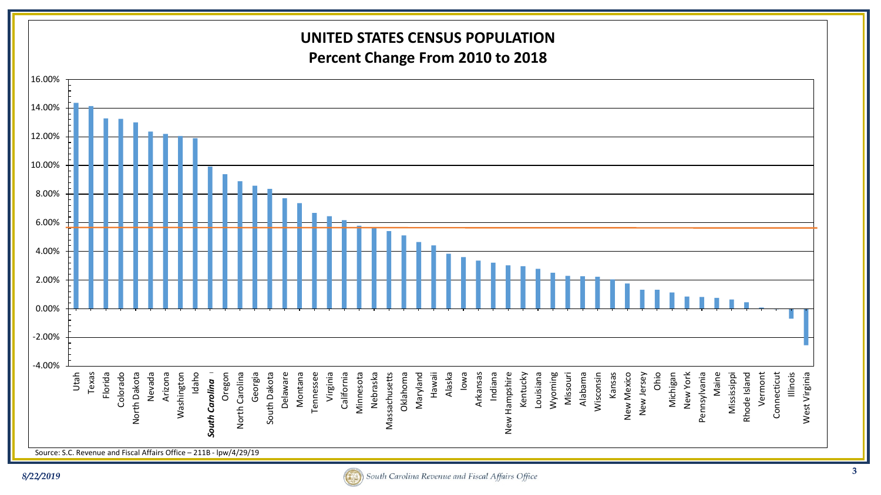# UNITED STATES CENSUS POPULATION

## Percent Change From 2010 to 2018

| State | Percent Change (approx.) |
|---|---|
| Utah | 14.4% |
| Texas | 14.1% |
| Florida | 13.3% |
| Colorado | 13.2% |
| North Dakota | 13.0% |
| Nevada | 12.3% |
| Arizona | 12.2% |
| Washington | 12.0% |
| Idaho | 11.9% |
| ***South Carolina*** | 9.9% |
| Oregon | 9.4% |
| North Carolina | 8.9% |
| Georgia | 8.6% |
| South Dakota | 8.3% |
| Delaware | 7.7% |
| Montana | 7.3% |
| Tennessee | 6.7% |
| Virginia | 6.4% |
| California | 6.2% |
| Minnesota | 5.8% |
| Nebraska | 5.6% |
| Massachusetts | 5.4% |
| Oklahoma | 5.1% |
| Maryland | 4.6% |
| Hawaii | 4.4% |
| Alaska | 3.8% |
| Iowa | 3.6% |
| Arkansas | 3.4% |
| Indiana | 3.2% |
| New Hampshire | 3.0% |
| Kentucky | 3.0% |
| Louisiana | 2.8% |
| Wyoming | 2.5% |
| Missouri | 2.3% |
| Alabama | 2.2% |
| Wisconsin | 2.2% |
| Kansas | 2.0% |
| New Mexico | 1.8% |
| New Jersey | 1.3% |
| Ohio | 1.3% |
| Michigan | 1.1% |
| New York | 0.9% |
| Pennsylvania | 0.8% |
| Maine | 0.8% |
| Mississippi | 0.6% |
| Rhode Island | 0.5% |
| Vermont | 0.1% |
| Connecticut | 0.0% |
| Illinois | -0.7% |
| West Virginia | -2.5% |

Source: S.C. Revenue and Fiscal Affairs Office – 211B - lpw/4/29/19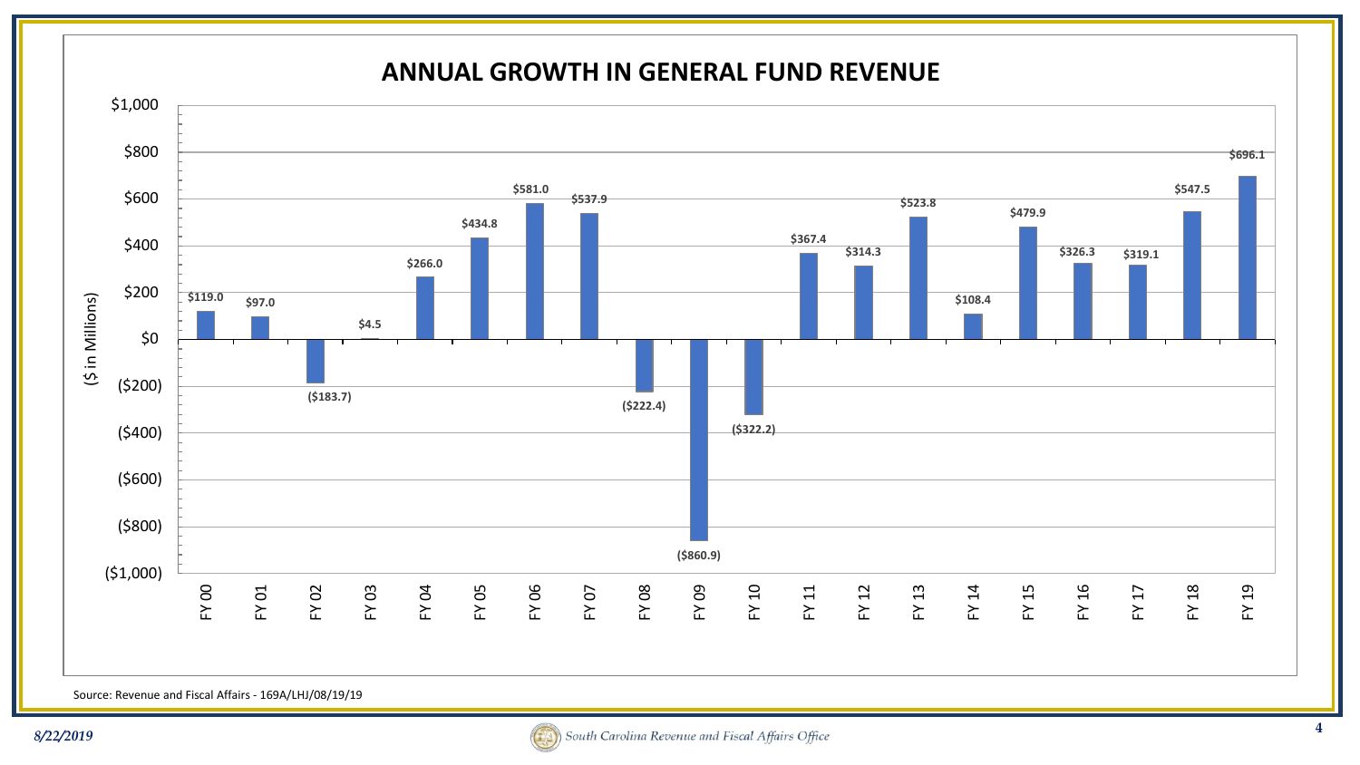## ANNUAL GROWTH IN GENERAL FUND REVENUE

($ in Millions)

| Fiscal Year | Growth |
|---|---|
| FY 00 | $119.0 |
| FY 01 | $97.0 |
| FY 02 | ($183.7) |
| FY 03 | $4.5 |
| FY 04 | $266.0 |
| FY 05 | $434.8 |
| FY 06 | $581.0 |
| FY 07 | $537.9 |
| FY 08 | ($222.4) |
| FY 09 | ($860.9) |
| FY 10 | ($322.2) |
| FY 11 | $367.4 |
| FY 12 | $314.3 |
| FY 13 | $523.8 |
| FY 14 | $108.4 |
| FY 15 | $479.9 |
| FY 16 | $326.3 |
| FY 17 | $319.1 |
| FY 18 | $547.5 |
| FY 19 | $696.1 |

Source: Revenue and Fiscal Affairs - 169A/LHJ/08/19/19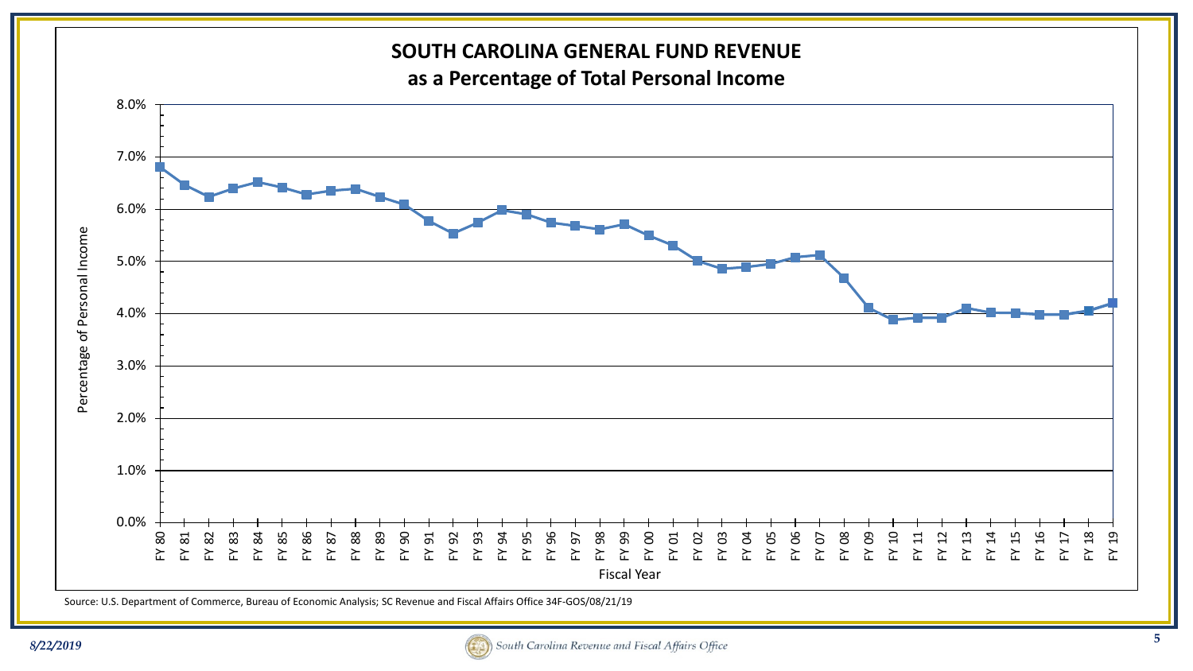# SOUTH CAROLINA GENERAL FUND REVENUE

## as a Percentage of Total Personal Income

Percentage of Personal Income

8.0%
7.0%
6.0%
5.0%
4.0%
3.0%
2.0%
1.0%
0.0%

FY 80 FY 81 FY 82 FY 83 FY 84 FY 85 FY 86 FY 87 FY 88 FY 89 FY 90 FY 91 FY 92 FY 93 FY 94 FY 95 FY 96 FY 97 FY 98 FY 99 FY 00 FY 01 FY 02 FY 03 FY 04 FY 05 FY 06 FY 07 FY 08 FY 09 FY 10 FY 11 FY 12 FY 13 FY 14 FY 15 FY 16 FY 17 FY 18 FY 19

Fiscal Year

Source: U.S. Department of Commerce, Bureau of Economic Analysis; SC Revenue and Fiscal Affairs Office 34F-GOS/08/21/19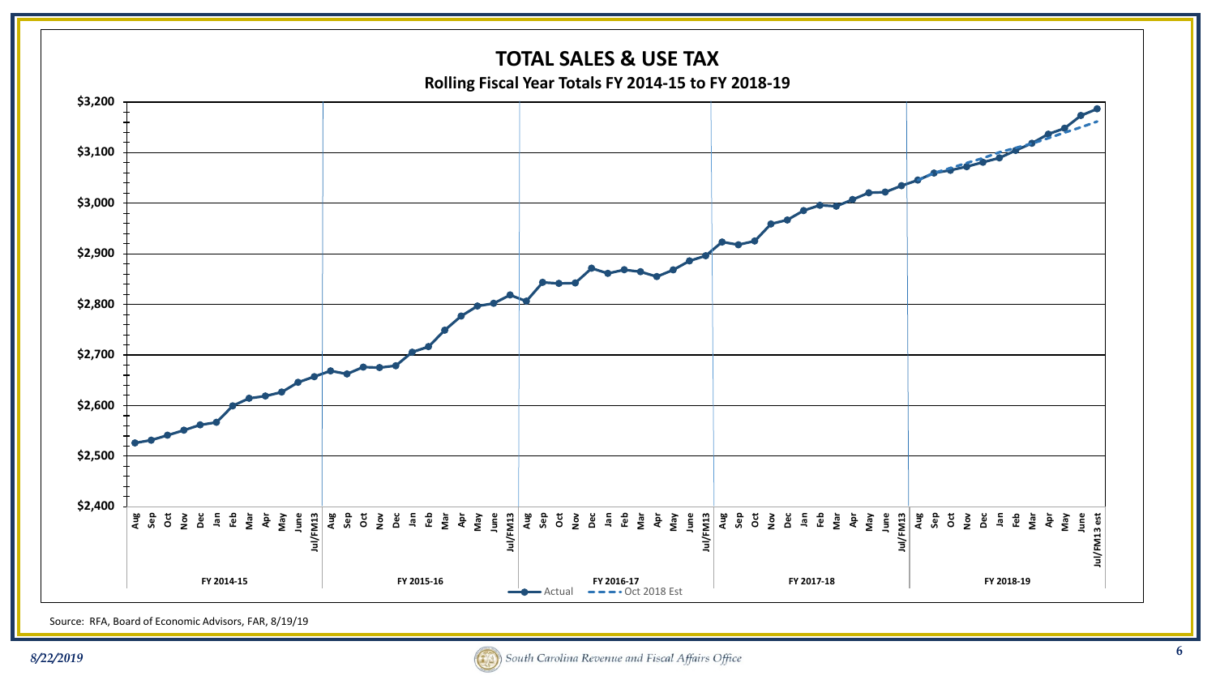# TOTAL SALES & USE TAX

**Rolling Fiscal Year Totals FY 2014-15 to FY 2018-19**

Source: RFA, Board of Economic Advisors, FAR, 8/19/19

*8/22/2019*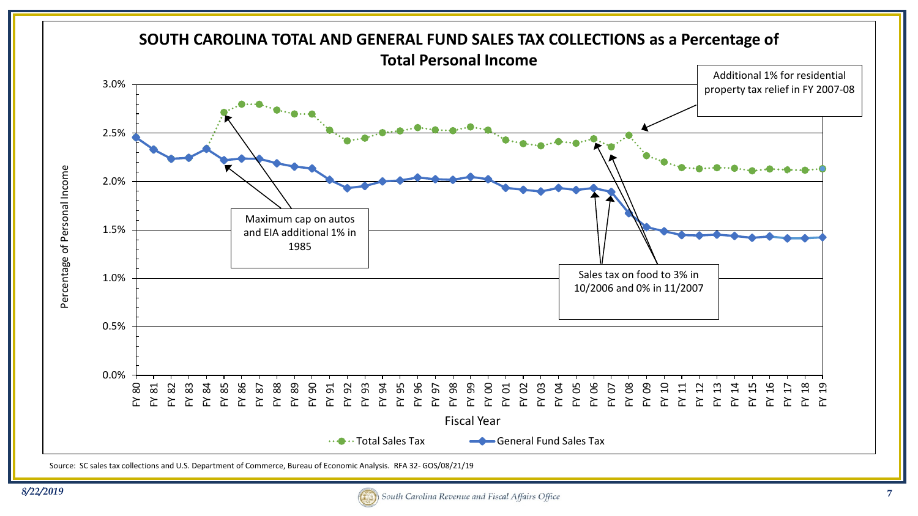## SOUTH CAROLINA TOTAL AND GENERAL FUND SALES TAX COLLECTIONS as a Percentage of Total Personal Income

Percentage of Personal Income

3.0%
2.5%
2.0%
1.5%
1.0%
0.5%
0.0%

Additional 1% for residential property tax relief in FY 2007-08

Maximum cap on autos and EIA additional 1% in 1985

Sales tax on food to 3% in 10/2006 and 0% in 11/2007

FY 80 FY 81 FY 82 FY 83 FY 84 FY 85 FY 86 FY 87 FY 88 FY 89 FY 90 FY 91 FY 92 FY 93 FY 94 FY 95 FY 96 FY 97 FY 98 FY 99 FY 00 FY 01 FY 02 FY 03 FY 04 FY 05 FY 06 FY 07 FY 08 FY 09 FY 10 FY 11 FY 12 FY 13 FY 14 FY 15 FY 16 FY 17 FY 18 FY 19

Fiscal Year

Total Sales Tax — General Fund Sales Tax

Source: SC sales tax collections and U.S. Department of Commerce, Bureau of Economic Analysis. RFA 32- GOS/08/21/19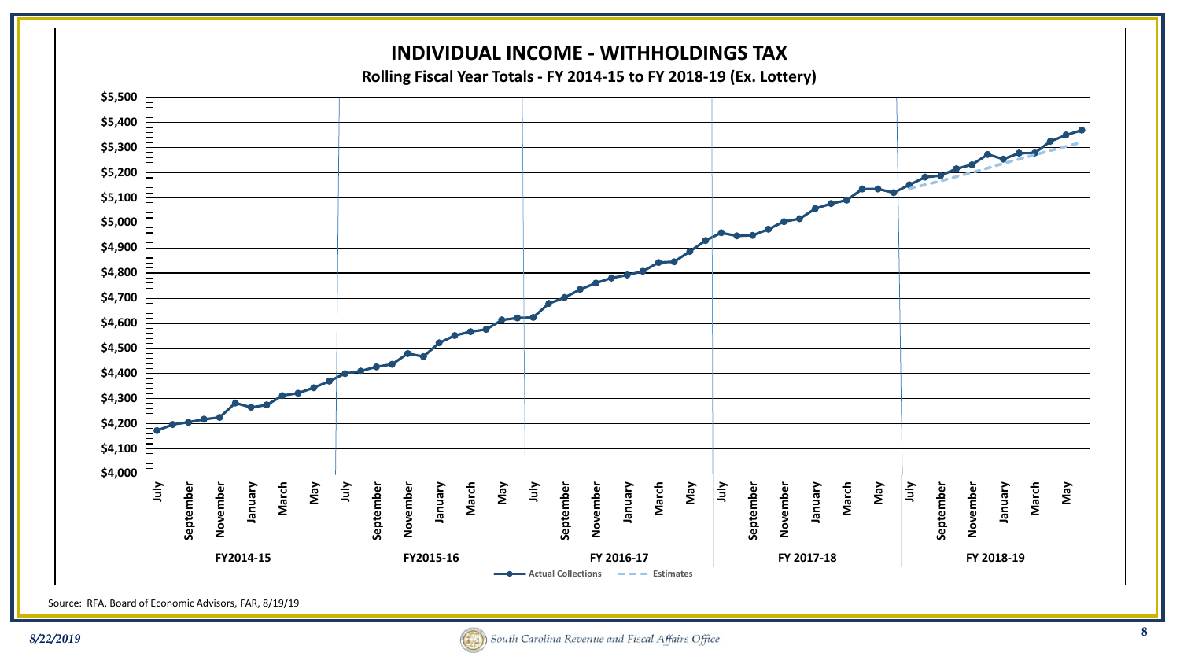## INDIVIDUAL INCOME - WITHHOLDINGS TAX

**Rolling Fiscal Year Totals - FY 2014-15 to FY 2018-19 (Ex. Lottery)**

Y-axis: $4,000 – $5,500

X-axis: July, September, November, January, March, May for each of FY2014-15, FY2015-16, FY 2016-17, FY 2017-18, FY 2018-19

Legend: Actual Collections; Estimates

Source: RFA, Board of Economic Advisors, FAR, 8/19/19

*8/22/2019*

South Carolina Revenue and Fiscal Affairs Office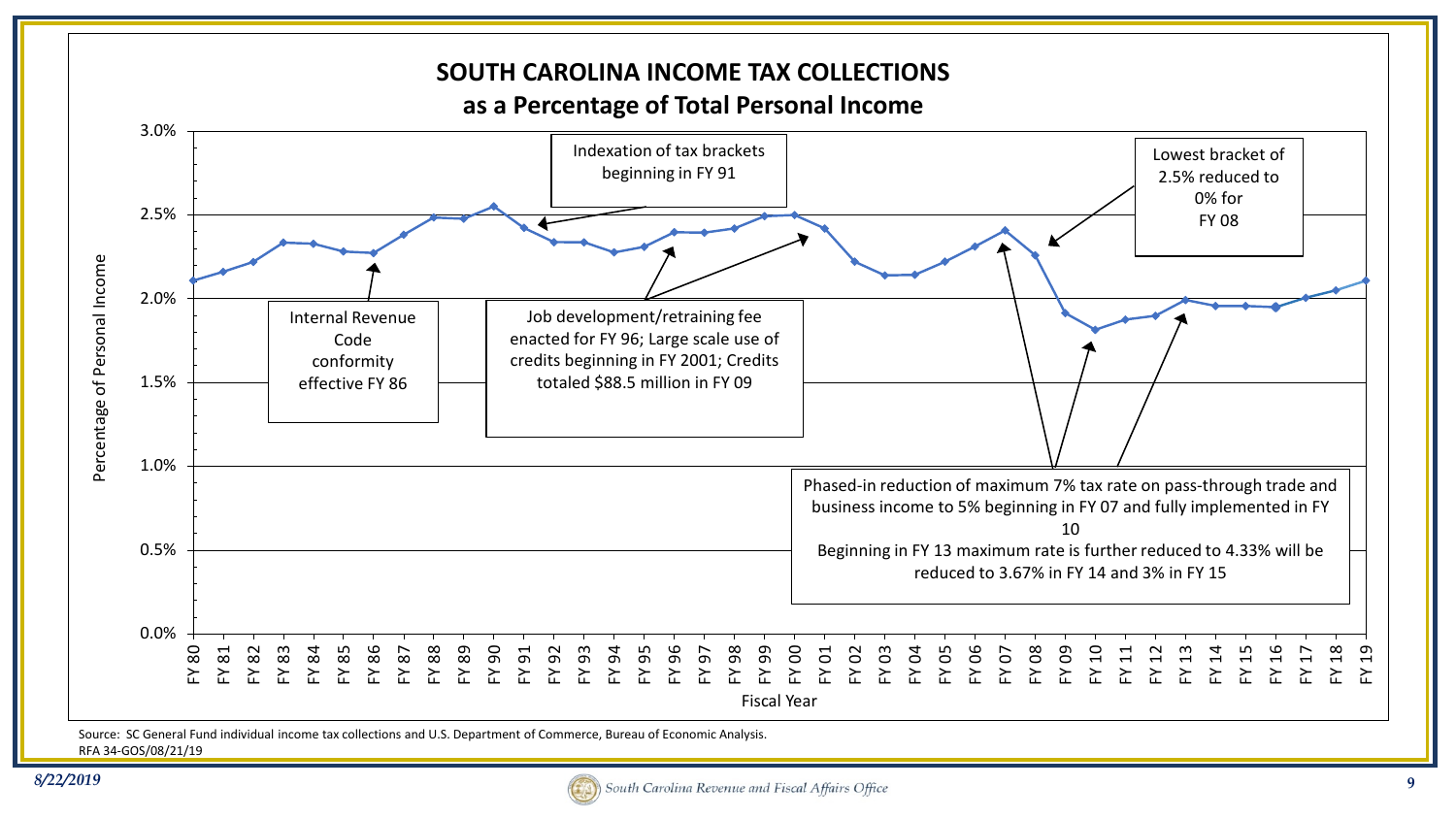## SOUTH CAROLINA INCOME TAX COLLECTIONS as a Percentage of Total Personal Income

Percentage of Personal Income

3.0%, 2.5%, 2.0%, 1.5%, 1.0%, 0.5%, 0.0%

Fiscal Year: FY 80, FY 81, FY 82, FY 83, FY 84, FY 85, FY 86, FY 87, FY 88, FY 89, FY 90, FY 91, FY 92, FY 93, FY 94, FY 95, FY 96, FY 97, FY 98, FY 99, FY 00, FY 01, FY 02, FY 03, FY 04, FY 05, FY 06, FY 07, FY 08, FY 09, FY 10, FY 11, FY 12, FY 13, FY 14, FY 15, FY 16, FY 17, FY 18, FY 19

Internal Revenue Code conformity effective FY 86

Indexation of tax brackets beginning in FY 91

Job development/retraining fee enacted for FY 96; Large scale use of credits beginning in FY 2001; Credits totaled $88.5 million in FY 09

Lowest bracket of 2.5% reduced to 0% for FY 08

Phased-in reduction of maximum 7% tax rate on pass-through trade and business income to 5% beginning in FY 07 and fully implemented in FY 10

Beginning in FY 13 maximum rate is further reduced to 4.33% will be reduced to 3.67% in FY 14 and 3% in FY 15

Source: SC General Fund individual income tax collections and U.S. Department of Commerce, Bureau of Economic Analysis.
RFA 34-GOS/08/21/19

*8/22/2019*

South Carolina Revenue and Fiscal Affairs Office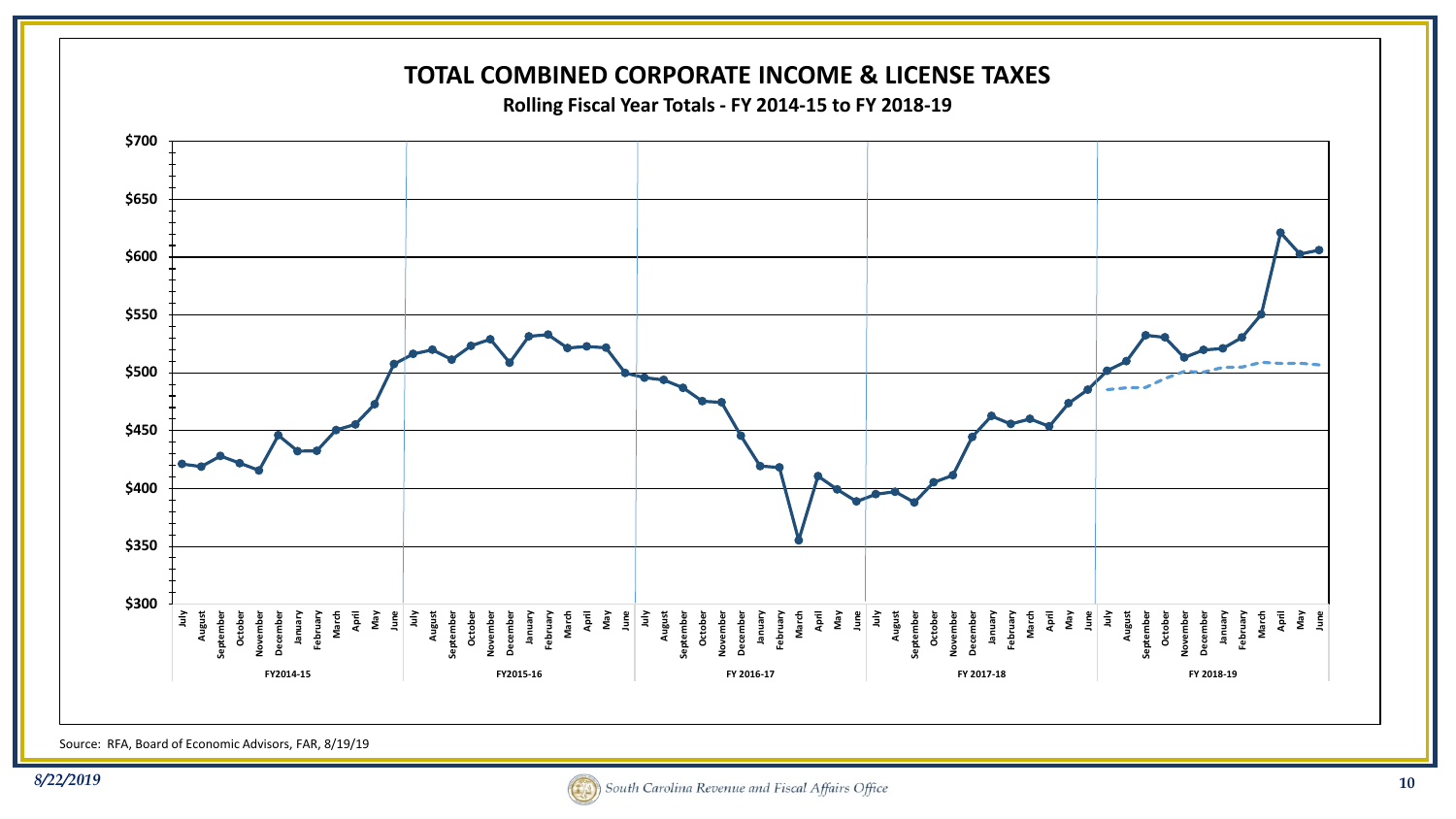# TOTAL COMBINED CORPORATE INCOME & LICENSE TAXES

**Rolling Fiscal Year Totals - FY 2014-15 to FY 2018-19**

Source: RFA, Board of Economic Advisors, FAR, 8/19/19

*8/22/2019*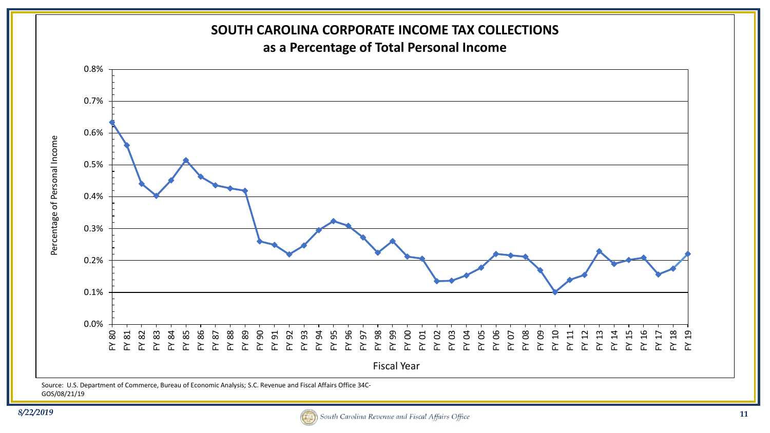# SOUTH CAROLINA CORPORATE INCOME TAX COLLECTIONS

## as a Percentage of Total Personal Income

Percentage of Personal Income

0.8%
0.7%
0.6%
0.5%
0.4%
0.3%
0.2%
0.1%
0.0%

FY 80 FY 81 FY 82 FY 83 FY 84 FY 85 FY 86 FY 87 FY 88 FY 89 FY 90 FY 91 FY 92 FY 93 FY 94 FY 95 FY 96 FY 97 FY 98 FY 99 FY 00 FY 01 FY 02 FY 03 FY 04 FY 05 FY 06 FY 07 FY 08 FY 09 FY 10 FY 11 FY 12 FY 13 FY 14 FY 15 FY 16 FY 17 FY 18 FY 19

Fiscal Year

Source: U.S. Department of Commerce, Bureau of Economic Analysis; S.C. Revenue and Fiscal Affairs Office 34C-GOS/08/21/19

*8/22/2019*

South Carolina Revenue and Fiscal Affairs Office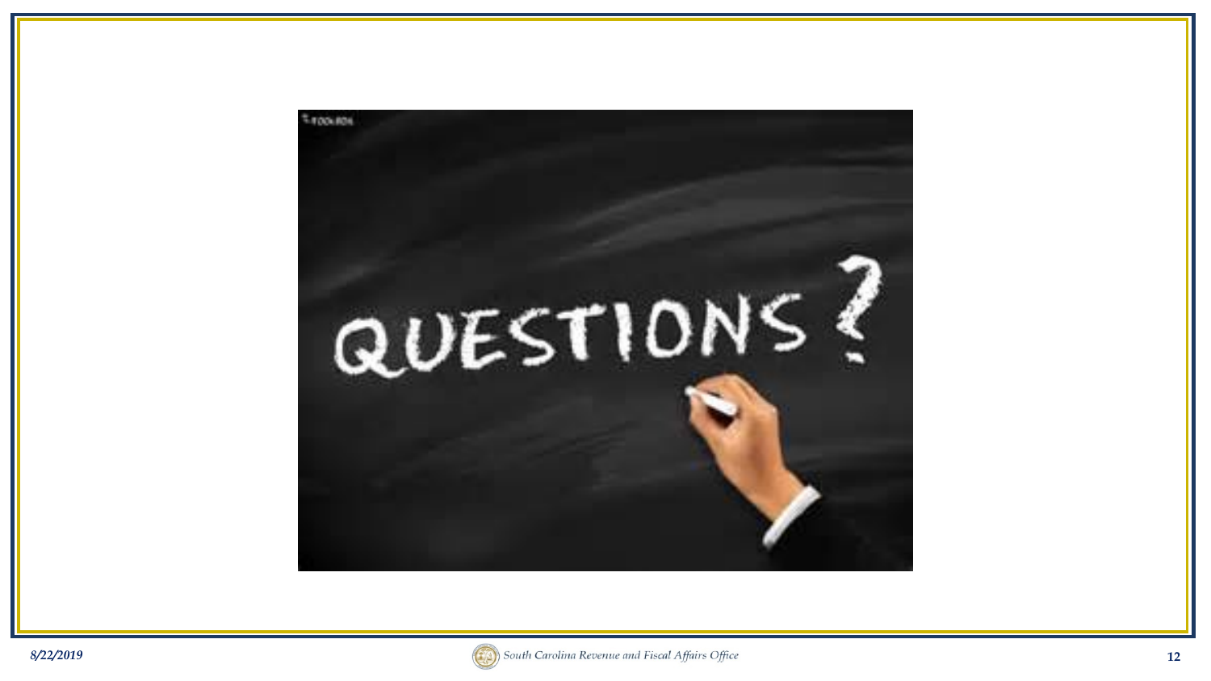QUESTIONS?